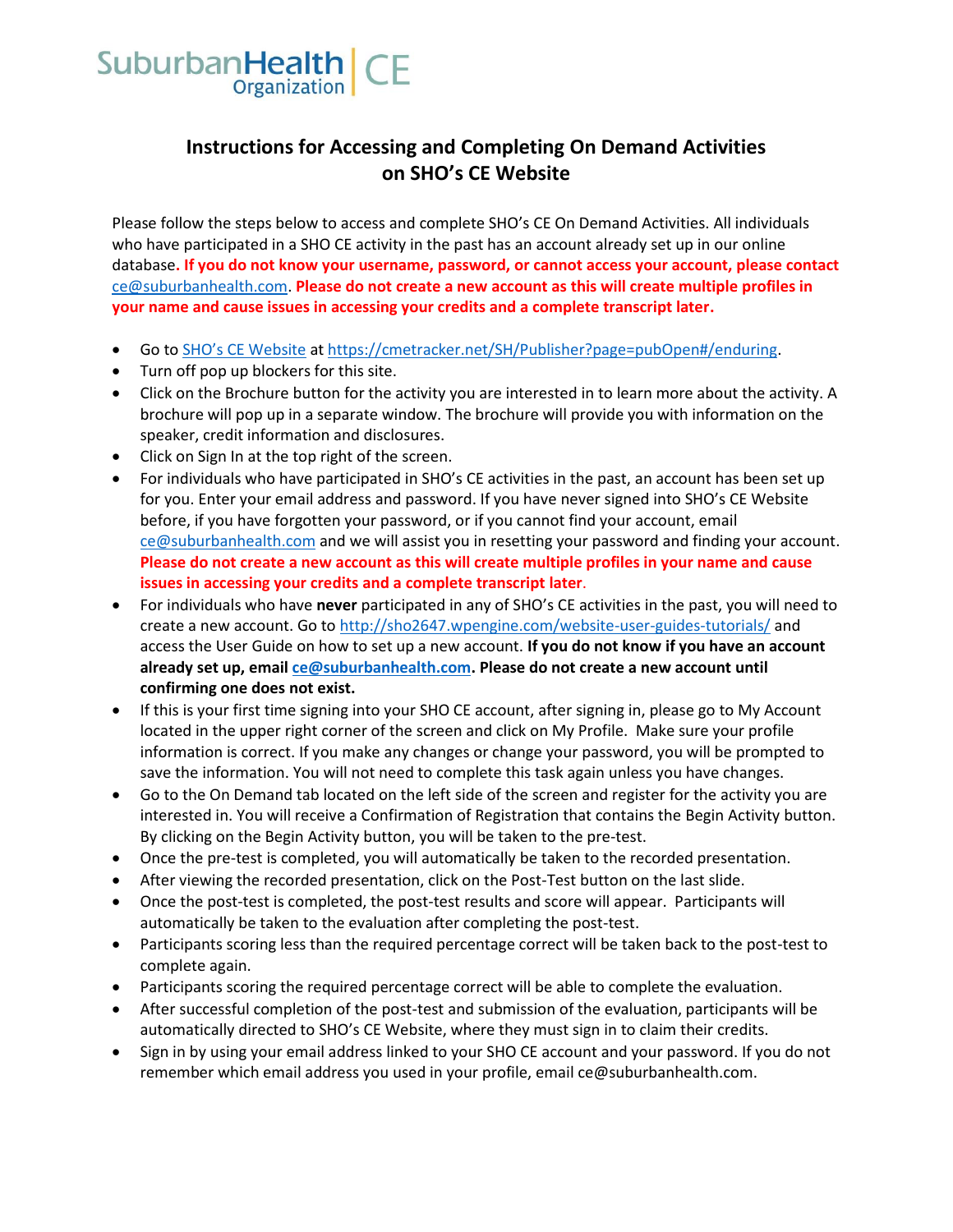SuburbanHealth Organization | CE

# Instructions for Accessing and Completing On Demand Activities on SHO's CE Website

Please follow the steps below to access and complete SHO's CE On Demand Activities. All individuals who have participated in a SHO CE activity in the past has an account already set up in our online database. **If you do not know your username, password, or cannot access your account, please contact** ce@suburbanhealth.com. **Please do not create a new account as this will create multiple profiles in your name and cause issues in accessing your credits and a complete transcript later.**

- Go to SHO's CE Website at https://cmetracker.net/SH/Publisher?page=pubOpen#/enduring.
- Turn off pop up blockers for this site.
- Click on the Brochure button for the activity you are interested in to learn more about the activity. A brochure will pop up in a separate window. The brochure will provide you with information on the speaker, credit information and disclosures.
- Click on Sign In at the top right of the screen.
- For individuals who have participated in SHO's CE activities in the past, an account has been set up for you. Enter your email address and password. If you have never signed into SHO's CE Website before, if you have forgotten your password, or if you cannot find your account, email ce@suburbanhealth.com and we will assist you in resetting your password and finding your account. **Please do not create a new account as this will create multiple profiles in your name and cause issues in accessing your credits and a complete transcript later**.
- For individuals who have **never** participated in any of SHO's CE activities in the past, you will need to create a new account. Go to http://sho2647.wpengine.com/website-user-guides-tutorials/ and access the User Guide on how to set up a new account. **If you do not know if you have an account already set up, email ce@suburbanhealth.com. Please do not create a new account until confirming one does not exist.**
- If this is your first time signing into your SHO CE account, after signing in, please go to My Account located in the upper right corner of the screen and click on My Profile. Make sure your profile information is correct. If you make any changes or change your password, you will be prompted to save the information. You will not need to complete this task again unless you have changes.
- Go to the On Demand tab located on the left side of the screen and register for the activity you are interested in. You will receive a Confirmation of Registration that contains the Begin Activity button. By clicking on the Begin Activity button, you will be taken to the pre-test.
- Once the pre-test is completed, you will automatically be taken to the recorded presentation.
- After viewing the recorded presentation, click on the Post-Test button on the last slide.
- Once the post-test is completed, the post-test results and score will appear. Participants will automatically be taken to the evaluation after completing the post-test.
- Participants scoring less than the required percentage correct will be taken back to the post-test to complete again.
- Participants scoring the required percentage correct will be able to complete the evaluation.
- After successful completion of the post-test and submission of the evaluation, participants will be automatically directed to SHO's CE Website, where they must sign in to claim their credits.
- Sign in by using your email address linked to your SHO CE account and your password. If you do not remember which email address you used in your profile, email ce@suburbanhealth.com.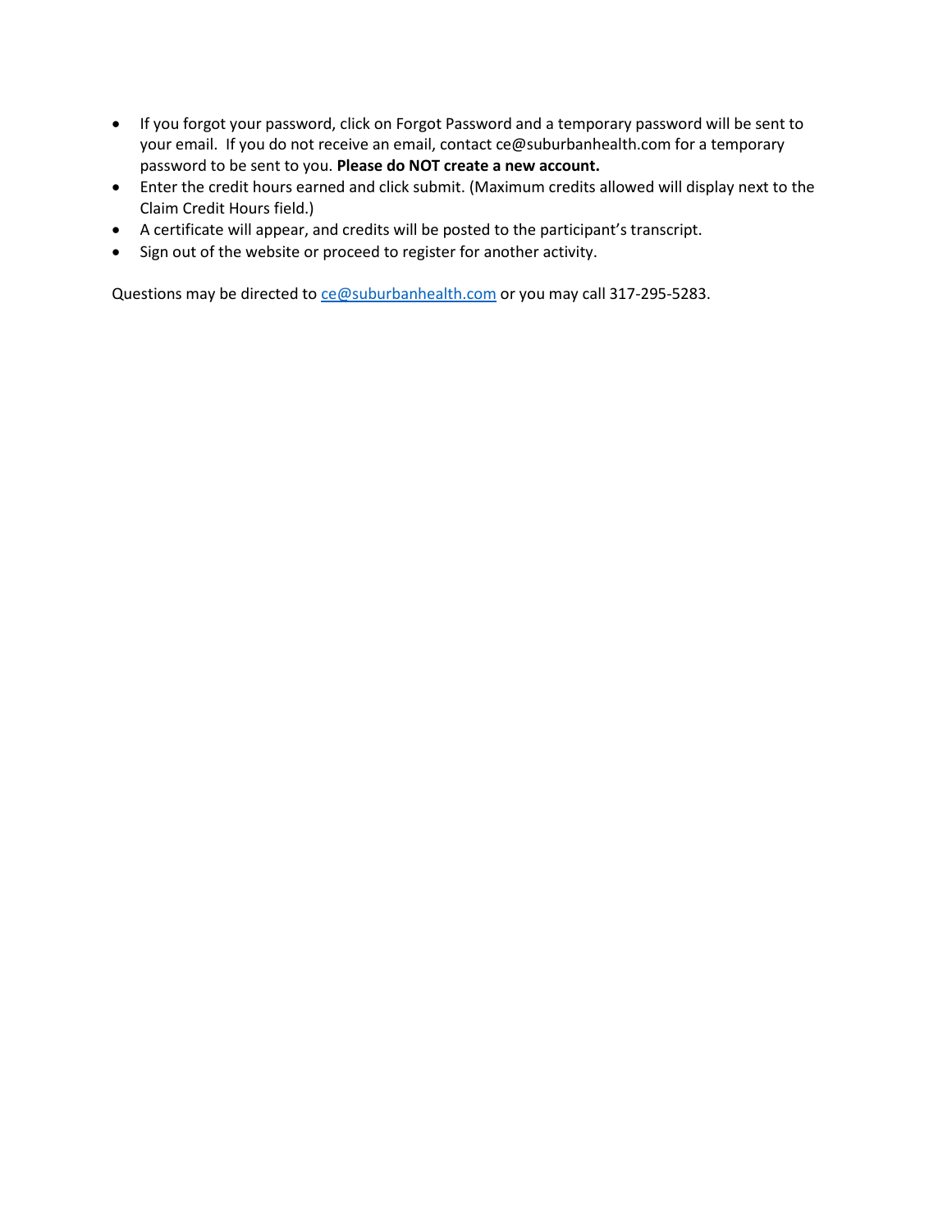- If you forgot your password, click on Forgot Password and a temporary password will be sent to your email. If you do not receive an email, contact ce@suburbanhealth.com for a temporary password to be sent to you. **Please do NOT create a new account.**
- Enter the credit hours earned and click submit. (Maximum credits allowed will display next to the Claim Credit Hours field.)
- A certificate will appear, and credits will be posted to the participant's transcript.
- Sign out of the website or proceed to register for another activity.

Questions may be directed to [ce@suburbanhealth.com](mailto:ce@suburbanhealth.com) or you may call 317-295-5283.